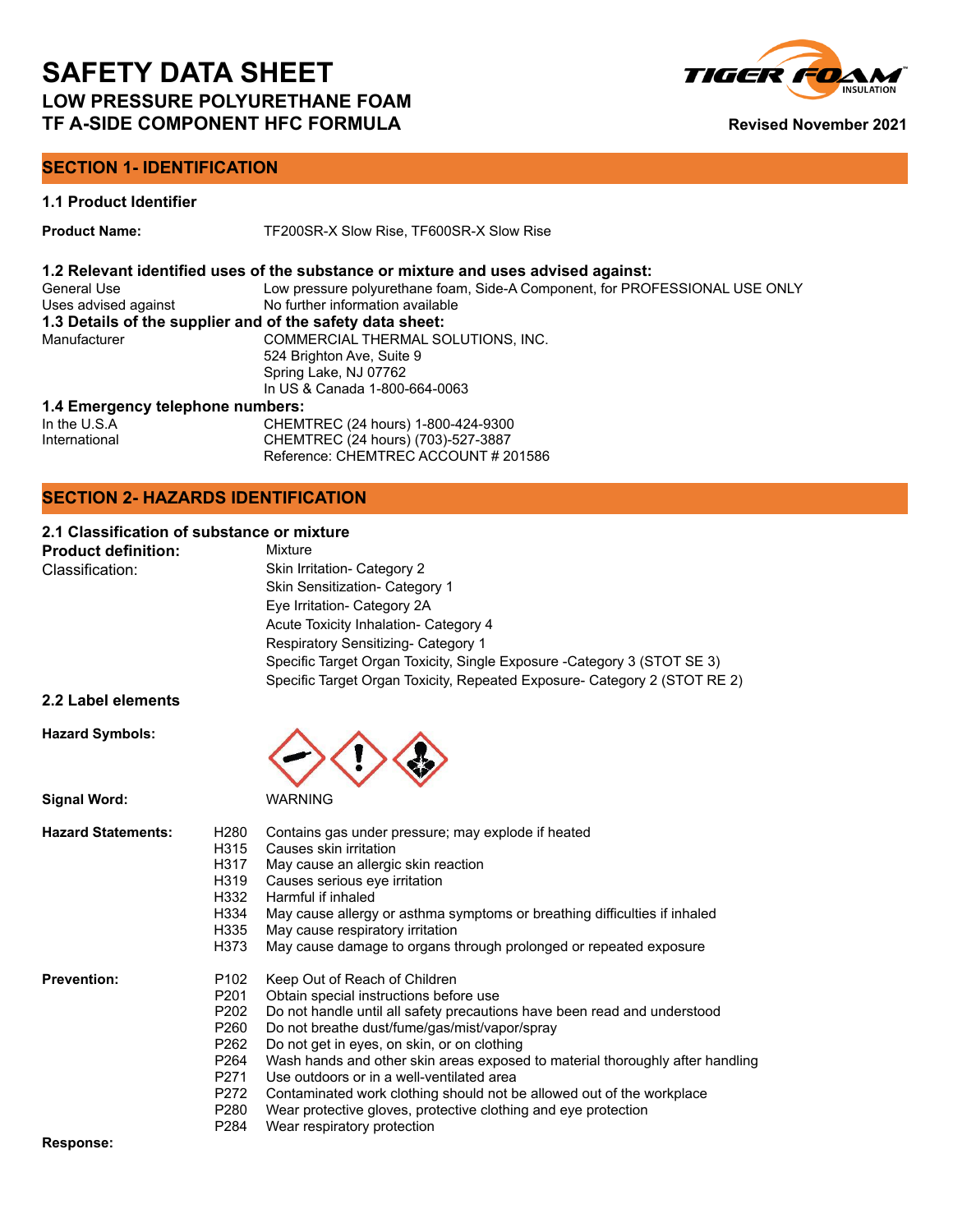# SAFETY DATA SHEET

## LOW PRESSURE POLYURETHANE FOAM
## TF A-SIDE COMPONENT HFC FORMULA

**Revised November 2021**

## SECTION 1- IDENTIFICATION

### 1.1 Product Identifier

**Product Name:** TF200SR-X Slow Rise, TF600SR-X Slow Rise

### 1.2 Relevant identified uses of the substance or mixture and uses advised against:

| | |
|---|---|
| General Use | Low pressure polyurethane foam, Side-A Component, for PROFESSIONAL USE ONLY |
| Uses advised against | No further information available |

### 1.3 Details of the supplier and of the safety data sheet:

Manufacturer: COMMERCIAL THERMAL SOLUTIONS, INC.
524 Brighton Ave, Suite 9
Spring Lake, NJ 07762
In US & Canada 1-800-664-0063

### 1.4 Emergency telephone numbers:

| | |
|---|---|
| In the U.S.A | CHEMTREC (24 hours) 1-800-424-9300 |
| International | CHEMTREC (24 hours) (703)-527-3887<br>Reference: CHEMTREC ACCOUNT # 201586 |

## SECTION 2- HAZARDS IDENTIFICATION

### 2.1 Classification of substance or mixture

**Product definition:** Mixture

Classification:
- Skin Irritation- Category 2
- Skin Sensitization- Category 1
- Eye Irritation- Category 2A
- Acute Toxicity Inhalation- Category 4
- Respiratory Sensitizing- Category 1
- Specific Target Organ Toxicity, Single Exposure -Category 3 (STOT SE 3)
- Specific Target Organ Toxicity, Repeated Exposure- Category 2 (STOT RE 2)

### 2.2 Label elements

**Hazard Symbols:**

**Signal Word:** WARNING

**Hazard Statements:**

| | |
|---|---|
| H280 | Contains gas under pressure; may explode if heated |
| H315 | Causes skin irritation |
| H317 | May cause an allergic skin reaction |
| H319 | Causes serious eye irritation |
| H332 | Harmful if inhaled |
| H334 | May cause allergy or asthma symptoms or breathing difficulties if inhaled |
| H335 | May cause respiratory irritation |
| H373 | May cause damage to organs through prolonged or repeated exposure |

**Prevention:**

| | |
|---|---|
| P102 | Keep Out of Reach of Children |
| P201 | Obtain special instructions before use |
| P202 | Do not handle until all safety precautions have been read and understood |
| P260 | Do not breathe dust/fume/gas/mist/vapor/spray |
| P262 | Do not get in eyes, on skin, or on clothing |
| P264 | Wash hands and other skin areas exposed to material thoroughly after handling |
| P271 | Use outdoors or in a well-ventilated area |
| P272 | Contaminated work clothing should not be allowed out of the workplace |
| P280 | Wear protective gloves, protective clothing and eye protection |
| P284 | Wear respiratory protection |

**Response:**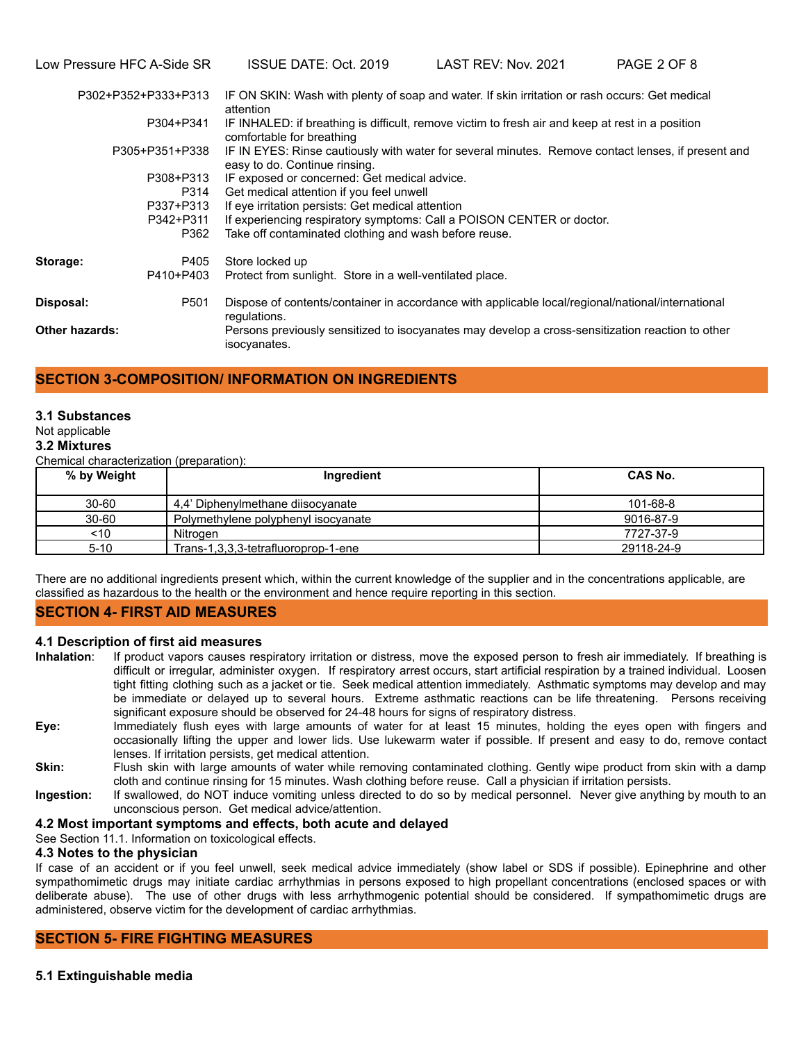| | |
|---|---|
| P302+P352+P333+P313 | IF ON SKIN: Wash with plenty of soap and water. If skin irritation or rash occurs: Get medical attention |
| P304+P341 | IF INHALED: if breathing is difficult, remove victim to fresh air and keep at rest in a position comfortable for breathing |
| P305+P351+P338 | IF IN EYES: Rinse cautiously with water for several minutes. Remove contact lenses, if present and easy to do. Continue rinsing. |
| P308+P313 | IF exposed or concerned: Get medical advice. |
| P314 | Get medical attention if you feel unwell |
| P337+P313 | If eye irritation persists: Get medical attention |
| P342+P311 | If experiencing respiratory symptoms: Call a POISON CENTER or doctor. |
| P362 | Take off contaminated clothing and wash before reuse. |

**Storage:**

| | |
|---|---|
| P405 | Store locked up |
| P410+P403 | Protect from sunlight. Store in a well-ventilated place. |

**Disposal:**

| | |
|---|---|
| P501 | Dispose of contents/container in accordance with applicable local/regional/national/international regulations. |

**Other hazards:** Persons previously sensitized to isocyanates may develop a cross-sensitization reaction to other isocyanates.

## SECTION 3-COMPOSITION/ INFORMATION ON INGREDIENTS

### 3.1 Substances

Not applicable

### 3.2 Mixtures

Chemical characterization (preparation):

| % by Weight | Ingredient | CAS No. |
|---|---|---|
| 30-60 | 4,4' Diphenylmethane diisocyanate | 101-68-8 |
| 30-60 | Polymethylene polyphenyl isocyanate | 9016-87-9 |
| <10 | Nitrogen | 7727-37-9 |
| 5-10 | Trans-1,3,3,3-tetrafluoroprop-1-ene | 29118-24-9 |

There are no additional ingredients present which, within the current knowledge of the supplier and in the concentrations applicable, are classified as hazardous to the health or the environment and hence require reporting in this section.

## SECTION 4- FIRST AID MEASURES

### 4.1 Description of first aid measures

**Inhalation**: If product vapors causes respiratory irritation or distress, move the exposed person to fresh air immediately. If breathing is difficult or irregular, administer oxygen. If respiratory arrest occurs, start artificial respiration by a trained individual. Loosen tight fitting clothing such as a jacket or tie. Seek medical attention immediately. Asthmatic symptoms may develop and may be immediate or delayed up to several hours. Extreme asthmatic reactions can be life threatening. Persons receiving significant exposure should be observed for 24-48 hours for signs of respiratory distress.

**Eye:** Immediately flush eyes with large amounts of water for at least 15 minutes, holding the eyes open with fingers and occasionally lifting the upper and lower lids. Use lukewarm water if possible. If present and easy to do, remove contact lenses. If irritation persists, get medical attention.

**Skin:** Flush skin with large amounts of water while removing contaminated clothing. Gently wipe product from skin with a damp cloth and continue rinsing for 15 minutes. Wash clothing before reuse. Call a physician if irritation persists.

**Ingestion:** If swallowed, do NOT induce vomiting unless directed to do so by medical personnel. Never give anything by mouth to an unconscious person. Get medical advice/attention.

### 4.2 Most important symptoms and effects, both acute and delayed

See Section 11.1. Information on toxicological effects.

### 4.3 Notes to the physician

If case of an accident or if you feel unwell, seek medical advice immediately (show label or SDS if possible). Epinephrine and other sympathomimetic drugs may initiate cardiac arrhythmias in persons exposed to high propellant concentrations (enclosed spaces or with deliberate abuse). The use of other drugs with less arrhythmogenic potential should be considered. If sympathomimetic drugs are administered, observe victim for the development of cardiac arrhythmias.

## SECTION 5- FIRE FIGHTING MEASURES

### 5.1 Extinguishable media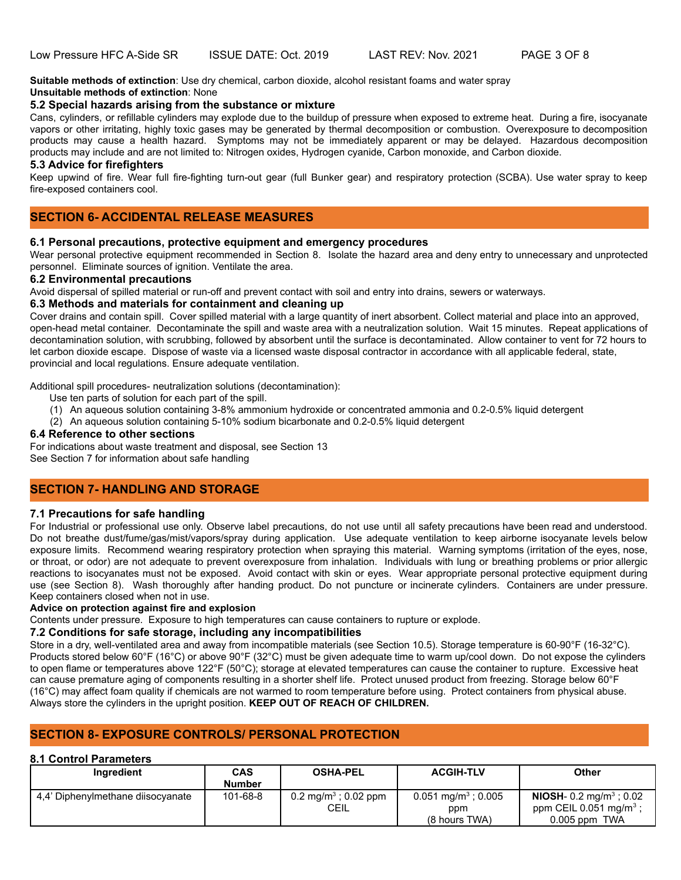**Suitable methods of extinction**: Use dry chemical, carbon dioxide, alcohol resistant foams and water spray
**Unsuitable methods of extinction**: None

### 5.2 Special hazards arising from the substance or mixture

Cans, cylinders, or refillable cylinders may explode due to the buildup of pressure when exposed to extreme heat. During a fire, isocyanate vapors or other irritating, highly toxic gases may be generated by thermal decomposition or combustion. Overexposure to decomposition products may cause a health hazard. Symptoms may not be immediately apparent or may be delayed. Hazardous decomposition products may include and are not limited to: Nitrogen oxides, Hydrogen cyanide, Carbon monoxide, and Carbon dioxide.

### 5.3 Advice for firefighters

Keep upwind of fire. Wear full fire-fighting turn-out gear (full Bunker gear) and respiratory protection (SCBA). Use water spray to keep fire-exposed containers cool.

## SECTION 6- ACCIDENTAL RELEASE MEASURES

### 6.1 Personal precautions, protective equipment and emergency procedures

Wear personal protective equipment recommended in Section 8. Isolate the hazard area and deny entry to unnecessary and unprotected personnel. Eliminate sources of ignition. Ventilate the area.

### 6.2 Environmental precautions

Avoid dispersal of spilled material or run-off and prevent contact with soil and entry into drains, sewers or waterways.

### 6.3 Methods and materials for containment and cleaning up

Cover drains and contain spill. Cover spilled material with a large quantity of inert absorbent. Collect material and place into an approved, open-head metal container. Decontaminate the spill and waste area with a neutralization solution. Wait 15 minutes. Repeat applications of decontamination solution, with scrubbing, followed by absorbent until the surface is decontaminated. Allow container to vent for 72 hours to let carbon dioxide escape. Dispose of waste via a licensed waste disposal contractor in accordance with all applicable federal, state, provincial and local regulations. Ensure adequate ventilation.

Additional spill procedures- neutralization solutions (decontamination):

Use ten parts of solution for each part of the spill.

(1) An aqueous solution containing 3-8% ammonium hydroxide or concentrated ammonia and 0.2-0.5% liquid detergent
(2) An aqueous solution containing 5-10% sodium bicarbonate and 0.2-0.5% liquid detergent

### 6.4 Reference to other sections

For indications about waste treatment and disposal, see Section 13
See Section 7 for information about safe handling

## SECTION 7- HANDLING AND STORAGE

### 7.1 Precautions for safe handling

For Industrial or professional use only. Observe label precautions, do not use until all safety precautions have been read and understood. Do not breathe dust/fume/gas/mist/vapors/spray during application. Use adequate ventilation to keep airborne isocyanate levels below exposure limits. Recommend wearing respiratory protection when spraying this material. Warning symptoms (irritation of the eyes, nose, or throat, or odor) are not adequate to prevent overexposure from inhalation. Individuals with lung or breathing problems or prior allergic reactions to isocyanates must not be exposed. Avoid contact with skin or eyes. Wear appropriate personal protective equipment during use (see Section 8). Wash thoroughly after handing product. Do not puncture or incinerate cylinders. Containers are under pressure. Keep containers closed when not in use.

**Advice on protection against fire and explosion**

Contents under pressure. Exposure to high temperatures can cause containers to rupture or explode.

### 7.2 Conditions for safe storage, including any incompatibilities

Store in a dry, well-ventilated area and away from incompatible materials (see Section 10.5). Storage temperature is 60-90°F (16-32°C). Products stored below 60°F (16°C) or above 90°F (32°C) must be given adequate time to warm up/cool down. Do not expose the cylinders to open flame or temperatures above 122°F (50°C); storage at elevated temperatures can cause the container to rupture. Excessive heat can cause premature aging of components resulting in a shorter shelf life. Protect unused product from freezing. Storage below 60°F (16°C) may affect foam quality if chemicals are not warmed to room temperature before using. Protect containers from physical abuse. Always store the cylinders in the upright position. **KEEP OUT OF REACH OF CHILDREN.**

## SECTION 8- EXPOSURE CONTROLS/ PERSONAL PROTECTION

### 8.1 Control Parameters

| Ingredient | CAS Number | OSHA-PEL | ACGIH-TLV | Other |
|---|---|---|---|---|
| 4,4' Diphenylmethane diisocyanate | 101-68-8 | 0.2 mg/m$^3$ ; 0.02 ppm CEIL | 0.051 mg/m$^3$ ; 0.005 ppm (8 hours TWA) | **NIOSH**- 0.2 mg/m$^3$ ; 0.02 ppm CEIL 0.051 mg/m$^3$ ; 0.005 ppm TWA |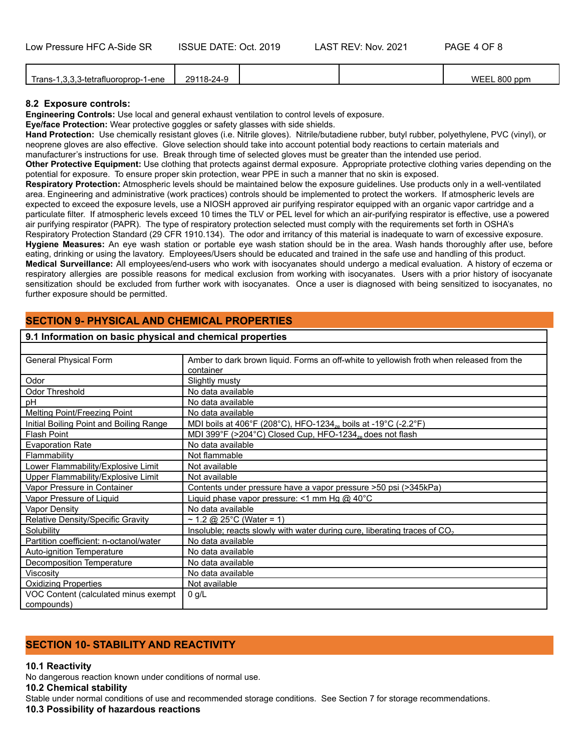| Trans-1,3,3,3-tetrafluoroprop-1-ene | 29118-24-9 | | | WEEL 800 ppm |
|---|---|---|---|---|

### 8.2 Exposure controls:

**Engineering Controls:** Use local and general exhaust ventilation to control levels of exposure.
**Eye/face Protection:** Wear protective goggles or safety glasses with side shields.
**Hand Protection:** Use chemically resistant gloves (i.e. Nitrile gloves). Nitrile/butadiene rubber, butyl rubber, polyethylene, PVC (vinyl), or neoprene gloves are also effective. Glove selection should take into account potential body reactions to certain materials and manufacturer's instructions for use. Break through time of selected gloves must be greater than the intended use period.
**Other Protective Equipment:** Use clothing that protects against dermal exposure. Appropriate protective clothing varies depending on the potential for exposure. To ensure proper skin protection, wear PPE in such a manner that no skin is exposed.
**Respiratory Protection:** Atmospheric levels should be maintained below the exposure guidelines. Use products only in a well-ventilated area. Engineering and administrative (work practices) controls should be implemented to protect the workers. If atmospheric levels are expected to exceed the exposure levels, use a NIOSH approved air purifying respirator equipped with an organic vapor cartridge and a particulate filter. If atmospheric levels exceed 10 times the TLV or PEL level for which an air-purifying respirator is effective, use a powered air purifying respirator (PAPR). The type of respiratory protection selected must comply with the requirements set forth in OSHA's Respiratory Protection Standard (29 CFR 1910.134). The odor and irritancy of this material is inadequate to warn of excessive exposure.
**Hygiene Measures:** An eye wash station or portable eye wash station should be in the area. Wash hands thoroughly after use, before eating, drinking or using the lavatory. Employees/Users should be educated and trained in the safe use and handling of this product.
**Medical Surveillance:** All employees/end-users who work with isocyanates should undergo a medical evaluation. A history of eczema or respiratory allergies are possible reasons for medical exclusion from working with isocyanates. Users with a prior history of isocyanate sensitization should be excluded from further work with isocyanates. Once a user is diagnosed with being sensitized to isocyanates, no further exposure should be permitted.

## SECTION 9- PHYSICAL AND CHEMICAL PROPERTIES

| 9.1 Information on basic physical and chemical properties | |
|---|---|
| General Physical Form | Amber to dark brown liquid. Forms an off-white to yellowish froth when released from the container |
| Odor | Slightly musty |
| Odor Threshold | No data available |
| pH | No data available |
| Melting Point/Freezing Point | No data available |
| Initial Boiling Point and Boiling Range | MDI boils at 406°F (208°C), HFO-$1234_{ze}$ boils at -19°C (-2.2°F) |
| Flash Point | MDI 399°F (>204°C) Closed Cup, HFO-$1234_{ze}$ does not flash |
| Evaporation Rate | No data available |
| Flammability | Not flammable |
| Lower Flammability/Explosive Limit | Not available |
| Upper Flammability/Explosive Limit | Not available |
| Vapor Pressure in Container | Contents under pressure have a vapor pressure >50 psi (>345kPa) |
| Vapor Pressure of Liquid | Liquid phase vapor pressure: <1 mm Hg @ 40°C |
| Vapor Density | No data available |
| Relative Density/Specific Gravity | ~ 1.2 @ 25°C (Water = 1) |
| Solubility | Insoluble; reacts slowly with water during cure, liberating traces of $CO_2$ |
| Partition coefficient: n-octanol/water | No data available |
| Auto-ignition Temperature | No data available |
| Decomposition Temperature | No data available |
| Viscosity | No data available |
| Oxidizing Properties | Not available |
| VOC Content (calculated minus exempt compounds) | 0 g/L |

## SECTION 10- STABILITY AND REACTIVITY

### 10.1 Reactivity

No dangerous reaction known under conditions of normal use.

### 10.2 Chemical stability

Stable under normal conditions of use and recommended storage conditions. See Section 7 for storage recommendations.

### 10.3 Possibility of hazardous reactions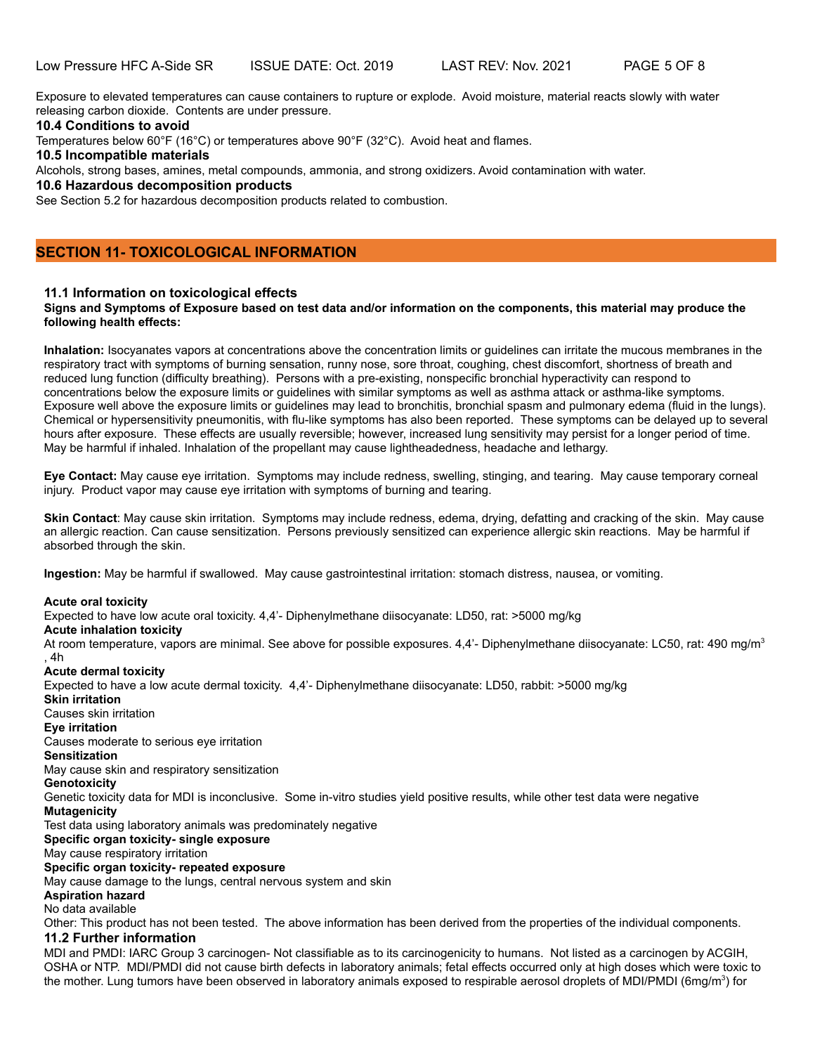Exposure to elevated temperatures can cause containers to rupture or explode. Avoid moisture, material reacts slowly with water releasing carbon dioxide. Contents are under pressure.

### 10.4 Conditions to avoid

Temperatures below 60°F (16°C) or temperatures above 90°F (32°C). Avoid heat and flames.

### 10.5 Incompatible materials

Alcohols, strong bases, amines, metal compounds, ammonia, and strong oxidizers. Avoid contamination with water.

### 10.6 Hazardous decomposition products

See Section 5.2 for hazardous decomposition products related to combustion.

## SECTION 11- TOXICOLOGICAL INFORMATION

### 11.1 Information on toxicological effects

**Signs and Symptoms of Exposure based on test data and/or information on the components, this material may produce the following health effects:**

**Inhalation:** Isocyanates vapors at concentrations above the concentration limits or guidelines can irritate the mucous membranes in the respiratory tract with symptoms of burning sensation, runny nose, sore throat, coughing, chest discomfort, shortness of breath and reduced lung function (difficulty breathing). Persons with a pre-existing, nonspecific bronchial hyperactivity can respond to concentrations below the exposure limits or guidelines with similar symptoms as well as asthma attack or asthma-like symptoms. Exposure well above the exposure limits or guidelines may lead to bronchitis, bronchial spasm and pulmonary edema (fluid in the lungs). Chemical or hypersensitivity pneumonitis, with flu-like symptoms has also been reported. These symptoms can be delayed up to several hours after exposure. These effects are usually reversible; however, increased lung sensitivity may persist for a longer period of time. May be harmful if inhaled. Inhalation of the propellant may cause lightheadedness, headache and lethargy.

**Eye Contact:** May cause eye irritation. Symptoms may include redness, swelling, stinging, and tearing. May cause temporary corneal injury. Product vapor may cause eye irritation with symptoms of burning and tearing.

**Skin Contact**: May cause skin irritation. Symptoms may include redness, edema, drying, defatting and cracking of the skin. May cause an allergic reaction. Can cause sensitization. Persons previously sensitized can experience allergic skin reactions. May be harmful if absorbed through the skin.

**Ingestion:** May be harmful if swallowed. May cause gastrointestinal irritation: stomach distress, nausea, or vomiting.

**Acute oral toxicity**
Expected to have low acute oral toxicity. 4,4'- Diphenylmethane diisocyanate: LD50, rat: >5000 mg/kg

**Acute inhalation toxicity**
At room temperature, vapors are minimal. See above for possible exposures. 4,4'- Diphenylmethane diisocyanate: LC50, rat: 490 mg/$m^3$, 4h

**Acute dermal toxicity**
Expected to have a low acute dermal toxicity. 4,4'- Diphenylmethane diisocyanate: LD50, rabbit: >5000 mg/kg

**Skin irritation**
Causes skin irritation

**Eye irritation**
Causes moderate to serious eye irritation

**Sensitization**
May cause skin and respiratory sensitization

**Genotoxicity**
Genetic toxicity data for MDI is inconclusive. Some in-vitro studies yield positive results, while other test data were negative

**Mutagenicity**
Test data using laboratory animals was predominately negative

**Specific organ toxicity- single exposure**
May cause respiratory irritation

**Specific organ toxicity- repeated exposure**
May cause damage to the lungs, central nervous system and skin

**Aspiration hazard**
No data available

Other: This product has not been tested. The above information has been derived from the properties of the individual components.

### 11.2 Further information

MDI and PMDI: IARC Group 3 carcinogen- Not classifiable as to its carcinogenicity to humans. Not listed as a carcinogen by ACGIH, OSHA or NTP. MDI/PMDI did not cause birth defects in laboratory animals; fetal effects occurred only at high doses which were toxic to the mother. Lung tumors have been observed in laboratory animals exposed to respirable aerosol droplets of MDI/PMDI (6mg/$m^3$) for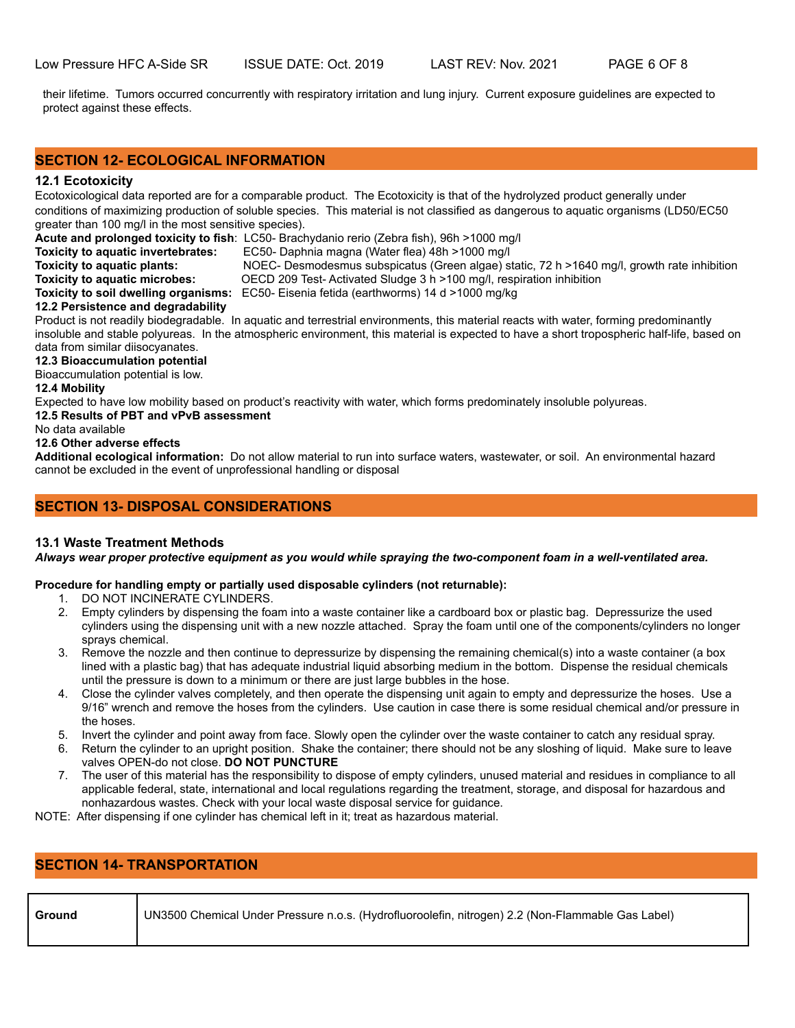their lifetime. Tumors occurred concurrently with respiratory irritation and lung injury. Current exposure guidelines are expected to protect against these effects.

## SECTION 12- ECOLOGICAL INFORMATION

### 12.1 Ecotoxicity

Ecotoxicological data reported are for a comparable product. The Ecotoxicity is that of the hydrolyzed product generally under conditions of maximizing production of soluble species. This material is not classified as dangerous to aquatic organisms (LD50/EC50 greater than 100 mg/l in the most sensitive species).

**Acute and prolonged toxicity to fish**: LC50- Brachydanio rerio (Zebra fish), 96h >1000 mg/l
**Toxicity to aquatic invertebrates:** EC50- Daphnia magna (Water flea) 48h >1000 mg/l
**Toxicity to aquatic plants:** NOEC- Desmodesmus subspicatus (Green algae) static, 72 h >1640 mg/l, growth rate inhibition
**Toxicity to aquatic microbes:** OECD 209 Test- Activated Sludge 3 h >100 mg/l, respiration inhibition
**Toxicity to soil dwelling organisms:** EC50- Eisenia fetida (earthworms) 14 d >1000 mg/kg

### 12.2 Persistence and degradability

Product is not readily biodegradable. In aquatic and terrestrial environments, this material reacts with water, forming predominantly insoluble and stable polyureas. In the atmospheric environment, this material is expected to have a short tropospheric half-life, based on data from similar diisocyanates.

### 12.3 Bioaccumulation potential

Bioaccumulation potential is low.

### 12.4 Mobility

Expected to have low mobility based on product's reactivity with water, which forms predominately insoluble polyureas.

### 12.5 Results of PBT and vPvB assessment

No data available

### 12.6 Other adverse effects

**Additional ecological information:** Do not allow material to run into surface waters, wastewater, or soil. An environmental hazard cannot be excluded in the event of unprofessional handling or disposal

## SECTION 13- DISPOSAL CONSIDERATIONS

### 13.1 Waste Treatment Methods

***Always wear proper protective equipment as you would while spraying the two-component foam in a well-ventilated area.***

**Procedure for handling empty or partially used disposable cylinders (not returnable):**

1. DO NOT INCINERATE CYLINDERS.
2. Empty cylinders by dispensing the foam into a waste container like a cardboard box or plastic bag. Depressurize the used cylinders using the dispensing unit with a new nozzle attached. Spray the foam until one of the components/cylinders no longer sprays chemical.
3. Remove the nozzle and then continue to depressurize by dispensing the remaining chemical(s) into a waste container (a box lined with a plastic bag) that has adequate industrial liquid absorbing medium in the bottom. Dispense the residual chemicals until the pressure is down to a minimum or there are just large bubbles in the hose.
4. Close the cylinder valves completely, and then operate the dispensing unit again to empty and depressurize the hoses. Use a 9/16" wrench and remove the hoses from the cylinders. Use caution in case there is some residual chemical and/or pressure in the hoses.
5. Invert the cylinder and point away from face. Slowly open the cylinder over the waste container to catch any residual spray.
6. Return the cylinder to an upright position. Shake the container; there should not be any sloshing of liquid. Make sure to leave valves OPEN-do not close. **DO NOT PUNCTURE**
7. The user of this material has the responsibility to dispose of empty cylinders, unused material and residues in compliance to all applicable federal, state, international and local regulations regarding the treatment, storage, and disposal for hazardous and nonhazardous wastes. Check with your local waste disposal service for guidance.

NOTE: After dispensing if one cylinder has chemical left in it; treat as hazardous material.

## SECTION 14- TRANSPORTATION

| | |
|---|---|
| **Ground** | UN3500 Chemical Under Pressure n.o.s. (Hydrofluoroolefin, nitrogen) 2.2 (Non-Flammable Gas Label) |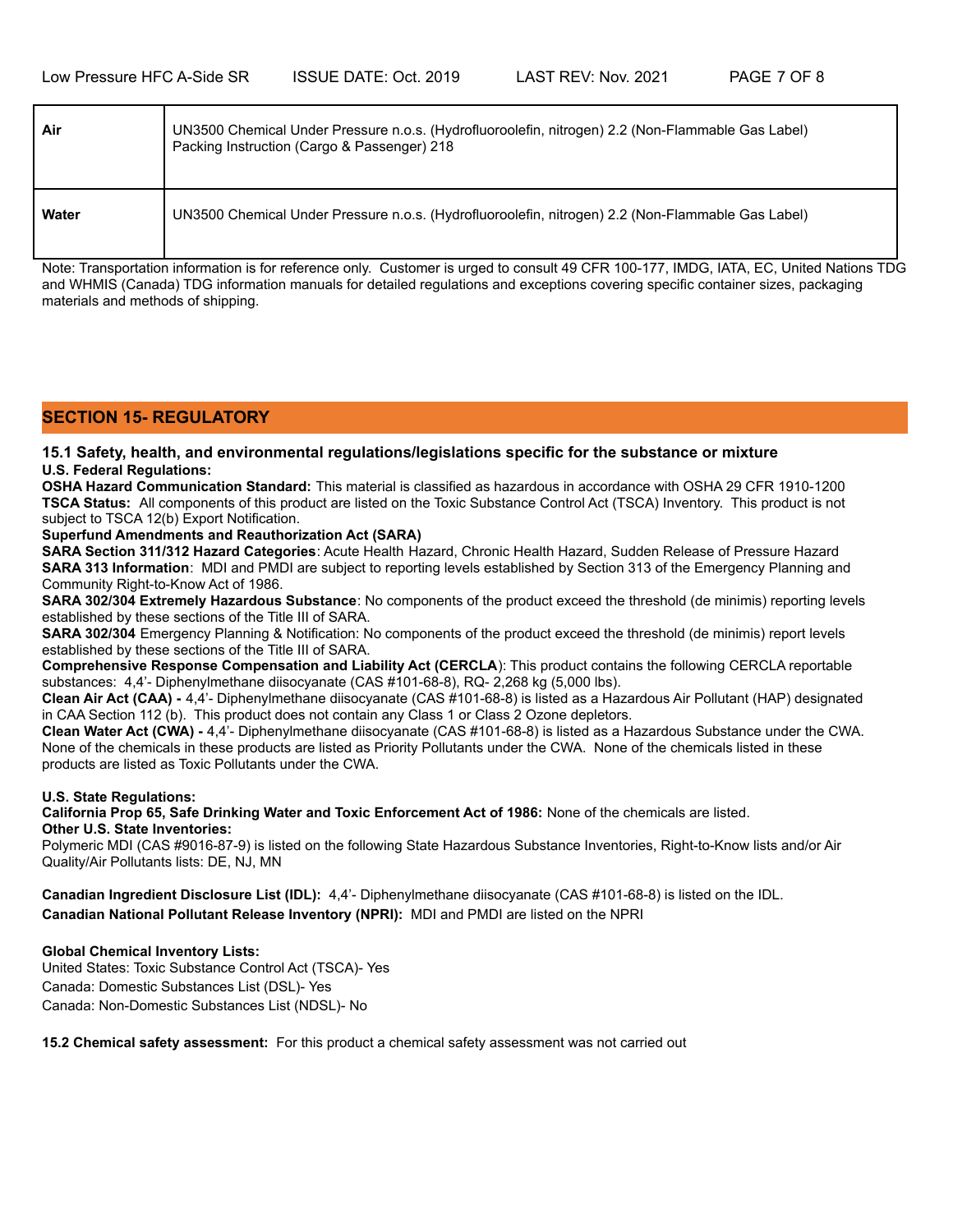| | |
|---|---|
| **Air** | UN3500 Chemical Under Pressure n.o.s. (Hydrofluoroolefin, nitrogen) 2.2 (Non-Flammable Gas Label) Packing Instruction (Cargo & Passenger) 218 |
| **Water** | UN3500 Chemical Under Pressure n.o.s. (Hydrofluoroolefin, nitrogen) 2.2 (Non-Flammable Gas Label) |

Note: Transportation information is for reference only. Customer is urged to consult 49 CFR 100-177, IMDG, IATA, EC, United Nations TDG and WHMIS (Canada) TDG information manuals for detailed regulations and exceptions covering specific container sizes, packaging materials and methods of shipping.

## SECTION 15- REGULATORY

### 15.1 Safety, health, and environmental regulations/legislations specific for the substance or mixture

**U.S. Federal Regulations:**

**OSHA Hazard Communication Standard:** This material is classified as hazardous in accordance with OSHA 29 CFR 1910-1200

**TSCA Status:** All components of this product are listed on the Toxic Substance Control Act (TSCA) Inventory. This product is not subject to TSCA 12(b) Export Notification.

**Superfund Amendments and Reauthorization Act (SARA)**

**SARA Section 311/312 Hazard Categories**: Acute Health Hazard, Chronic Health Hazard, Sudden Release of Pressure Hazard

**SARA 313 Information**: MDI and PMDI are subject to reporting levels established by Section 313 of the Emergency Planning and Community Right-to-Know Act of 1986.

**SARA 302/304 Extremely Hazardous Substance**: No components of the product exceed the threshold (de minimis) reporting levels established by these sections of the Title III of SARA.

**SARA 302/304** Emergency Planning & Notification: No components of the product exceed the threshold (de minimis) report levels established by these sections of the Title III of SARA.

**Comprehensive Response Compensation and Liability Act (CERCLA**): This product contains the following CERCLA reportable substances: 4,4'- Diphenylmethane diisocyanate (CAS #101-68-8), RQ- 2,268 kg (5,000 lbs).

**Clean Air Act (CAA) -** 4,4'- Diphenylmethane diisocyanate (CAS #101-68-8) is listed as a Hazardous Air Pollutant (HAP) designated in CAA Section 112 (b). This product does not contain any Class 1 or Class 2 Ozone depletors.

**Clean Water Act (CWA) -** 4,4'- Diphenylmethane diisocyanate (CAS #101-68-8) is listed as a Hazardous Substance under the CWA. None of the chemicals in these products are listed as Priority Pollutants under the CWA. None of the chemicals listed in these products are listed as Toxic Pollutants under the CWA.

**U.S. State Regulations:**

**California Prop 65, Safe Drinking Water and Toxic Enforcement Act of 1986:** None of the chemicals are listed.

**Other U.S. State Inventories:**

Polymeric MDI (CAS #9016-87-9) is listed on the following State Hazardous Substance Inventories, Right-to-Know lists and/or Air Quality/Air Pollutants lists: DE, NJ, MN

**Canadian Ingredient Disclosure List (IDL):** 4,4'- Diphenylmethane diisocyanate (CAS #101-68-8) is listed on the IDL.

**Canadian National Pollutant Release Inventory (NPRI):** MDI and PMDI are listed on the NPRI

**Global Chemical Inventory Lists:**

United States: Toxic Substance Control Act (TSCA)- Yes

Canada: Domestic Substances List (DSL)- Yes

Canada: Non-Domestic Substances List (NDSL)- No

**15.2 Chemical safety assessment:** For this product a chemical safety assessment was not carried out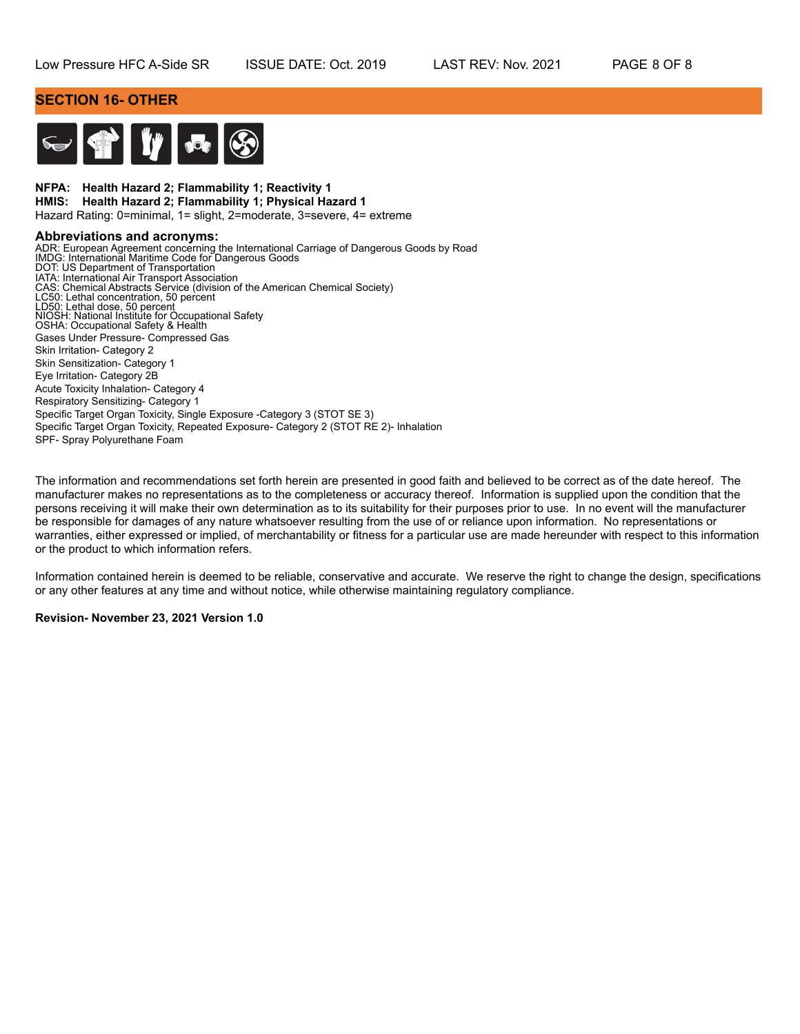## SECTION 16- OTHER

**NFPA: Health Hazard 2; Flammability 1; Reactivity 1**
**HMIS: Health Hazard 2; Flammability 1; Physical Hazard 1**
Hazard Rating: 0=minimal, 1= slight, 2=moderate, 3=severe, 4= extreme

### Abbreviations and acronyms:

ADR: European Agreement concerning the International Carriage of Dangerous Goods by Road
IMDG: International Maritime Code for Dangerous Goods
DOT: US Department of Transportation
IATA: International Air Transport Association
CAS: Chemical Abstracts Service (division of the American Chemical Society)
LC50: Lethal concentration, 50 percent
LD50: Lethal dose, 50 percent
NIOSH: National Institute for Occupational Safety
OSHA: Occupational Safety & Health
Gases Under Pressure- Compressed Gas
Skin Irritation- Category 2
Skin Sensitization- Category 1
Eye Irritation- Category 2B
Acute Toxicity Inhalation- Category 4
Respiratory Sensitizing- Category 1
Specific Target Organ Toxicity, Single Exposure -Category 3 (STOT SE 3)
Specific Target Organ Toxicity, Repeated Exposure- Category 2 (STOT RE 2)- Inhalation
SPF- Spray Polyurethane Foam

The information and recommendations set forth herein are presented in good faith and believed to be correct as of the date hereof. The manufacturer makes no representations as to the completeness or accuracy thereof. Information is supplied upon the condition that the persons receiving it will make their own determination as to its suitability for their purposes prior to use. In no event will the manufacturer be responsible for damages of any nature whatsoever resulting from the use of or reliance upon information. No representations or warranties, either expressed or implied, of merchantability or fitness for a particular use are made hereunder with respect to this information or the product to which information refers.

Information contained herein is deemed to be reliable, conservative and accurate. We reserve the right to change the design, specifications or any other features at any time and without notice, while otherwise maintaining regulatory compliance.

**Revision- November 23, 2021 Version 1.0**